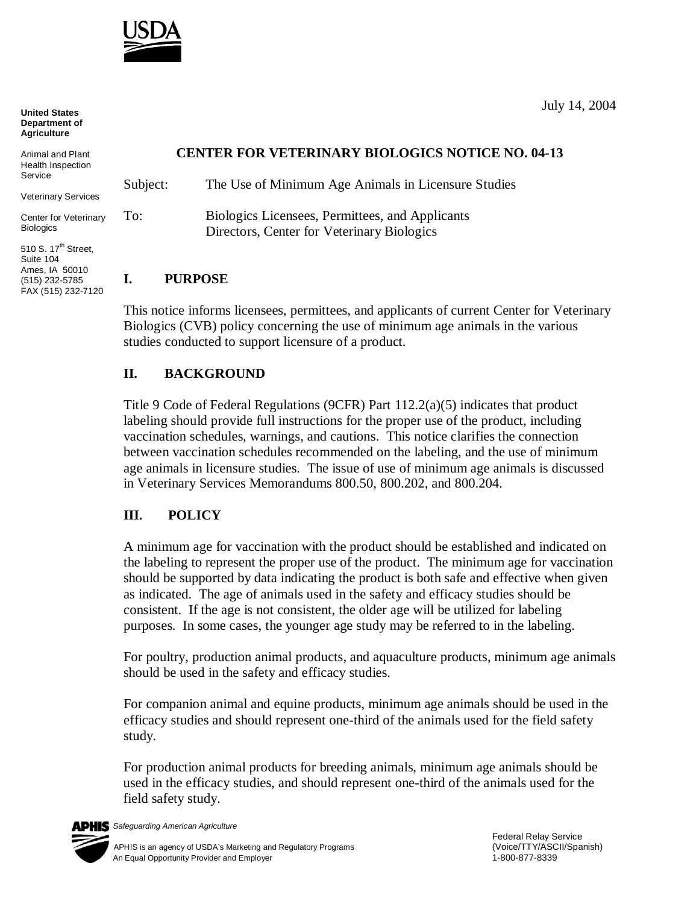USDA

**United States Department of Agriculture**

Animal and Plant Health Inspection Service

Veterinary Services

Center for Veterinary Biologics

510 S. 17th Street, Suite 104
Ames, IA 50010
(515) 232-5785
FAX (515) 232-7120

July 14, 2004

**CENTER FOR VETERINARY BIOLOGICS NOTICE NO. 04-13**

Subject: The Use of Minimum Age Animals in Licensure Studies

To: Biologics Licensees, Permittees, and Applicants
Directors, Center for Veterinary Biologics

## I. PURPOSE

This notice informs licensees, permittees, and applicants of current Center for Veterinary Biologics (CVB) policy concerning the use of minimum age animals in the various studies conducted to support licensure of a product.

## II. BACKGROUND

Title 9 Code of Federal Regulations (9CFR) Part 112.2(a)(5) indicates that product labeling should provide full instructions for the proper use of the product, including vaccination schedules, warnings, and cautions. This notice clarifies the connection between vaccination schedules recommended on the labeling, and the use of minimum age animals in licensure studies. The issue of use of minimum age animals is discussed in Veterinary Services Memorandums 800.50, 800.202, and 800.204.

## III. POLICY

A minimum age for vaccination with the product should be established and indicated on the labeling to represent the proper use of the product. The minimum age for vaccination should be supported by data indicating the product is both safe and effective when given as indicated. The age of animals used in the safety and efficacy studies should be consistent. If the age is not consistent, the older age will be utilized for labeling purposes. In some cases, the younger age study may be referred to in the labeling.

For poultry, production animal products, and aquaculture products, minimum age animals should be used in the safety and efficacy studies.

For companion animal and equine products, minimum age animals should be used in the efficacy studies and should represent one-third of the animals used for the field safety study.

For production animal products for breeding animals, minimum age animals should be used in the efficacy studies, and should represent one-third of the animals used for the field safety study.

APHIS *Safeguarding American Agriculture*

APHIS is an agency of USDA's Marketing and Regulatory Programs
An Equal Opportunity Provider and Employer

Federal Relay Service
(Voice/TTY/ASCII/Spanish)
1-800-877-8339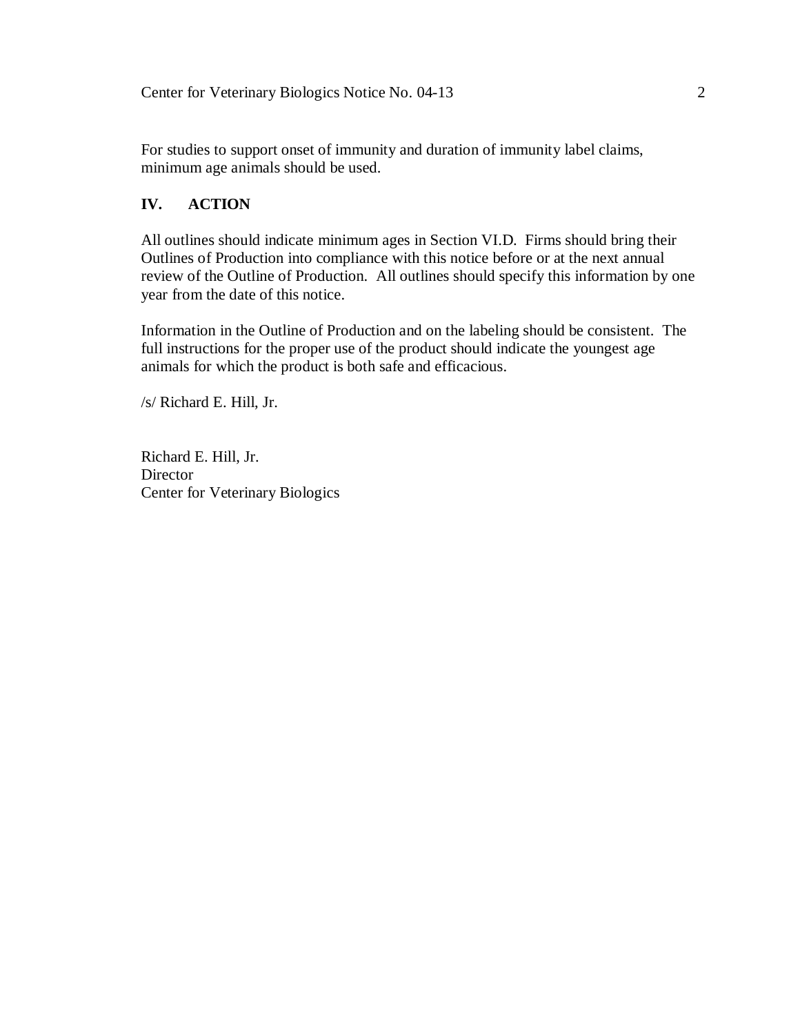For studies to support onset of immunity and duration of immunity label claims, minimum age animals should be used.

## IV. ACTION

All outlines should indicate minimum ages in Section VI.D. Firms should bring their Outlines of Production into compliance with this notice before or at the next annual review of the Outline of Production. All outlines should specify this information by one year from the date of this notice.

Information in the Outline of Production and on the labeling should be consistent. The full instructions for the proper use of the product should indicate the youngest age animals for which the product is both safe and efficacious.

/s/ Richard E. Hill, Jr.

Richard E. Hill, Jr.
Director
Center for Veterinary Biologics